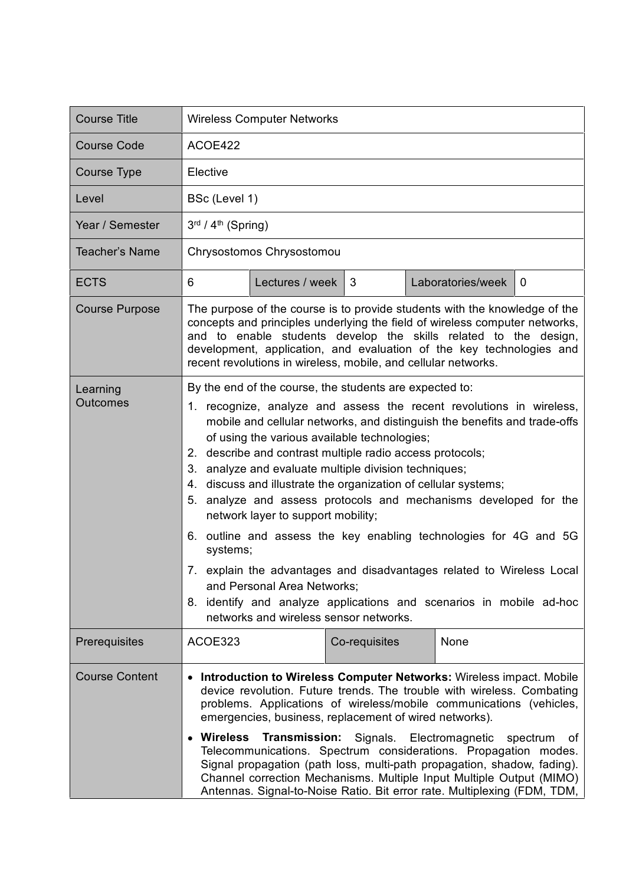| Course Title | Wireless Computer Networks | | | | |
|---|---|---|---|---|---|
| Course Code | ACOE422 | | | | |
| Course Type | Elective | | | | |
| Level | BSc (Level 1) | | | | |
| Year / Semester | 3rd / 4th (Spring) | | | | |
| Teacher's Name | Chrysostomos Chrysostomou | | | | |
| ECTS | 6 | Lectures / week | 3 | Laboratories/week | 0 |
| Course Purpose | The purpose of the course is to provide students with the knowledge of the concepts and principles underlying the field of wireless computer networks, and to enable students develop the skills related to the design, development, application, and evaluation of the key technologies and recent revolutions in wireless, mobile, and cellular networks. | | | | |
| Learning Outcomes | By the end of the course, the students are expected to:<br>1. recognize, analyze and assess the recent revolutions in wireless, mobile and cellular networks, and distinguish the benefits and trade-offs of using the various available technologies;<br>2. describe and contrast multiple radio access protocols;<br>3. analyze and evaluate multiple division techniques;<br>4. discuss and illustrate the organization of cellular systems;<br>5. analyze and assess protocols and mechanisms developed for the network layer to support mobility;<br>6. outline and assess the key enabling technologies for 4G and 5G systems;<br>7. explain the advantages and disadvantages related to Wireless Local and Personal Area Networks;<br>8. identify and analyze applications and scenarios in mobile ad-hoc networks and wireless sensor networks. | | | | |
| Prerequisites | ACOE323 | | Co-requisites | None | |
| Course Content | • **Introduction to Wireless Computer Networks:** Wireless impact. Mobile device revolution. Future trends. The trouble with wireless. Combating problems. Applications of wireless/mobile communications (vehicles, emergencies, business, replacement of wired networks).<br>• **Wireless Transmission:** Signals. Electromagnetic spectrum of Telecommunications. Spectrum considerations. Propagation modes. Signal propagation (path loss, multi-path propagation, shadow, fading). Channel correction Mechanisms. Multiple Input Multiple Output (MIMO) Antennas. Signal-to-Noise Ratio. Bit error rate. Multiplexing (FDM, TDM, | | | | |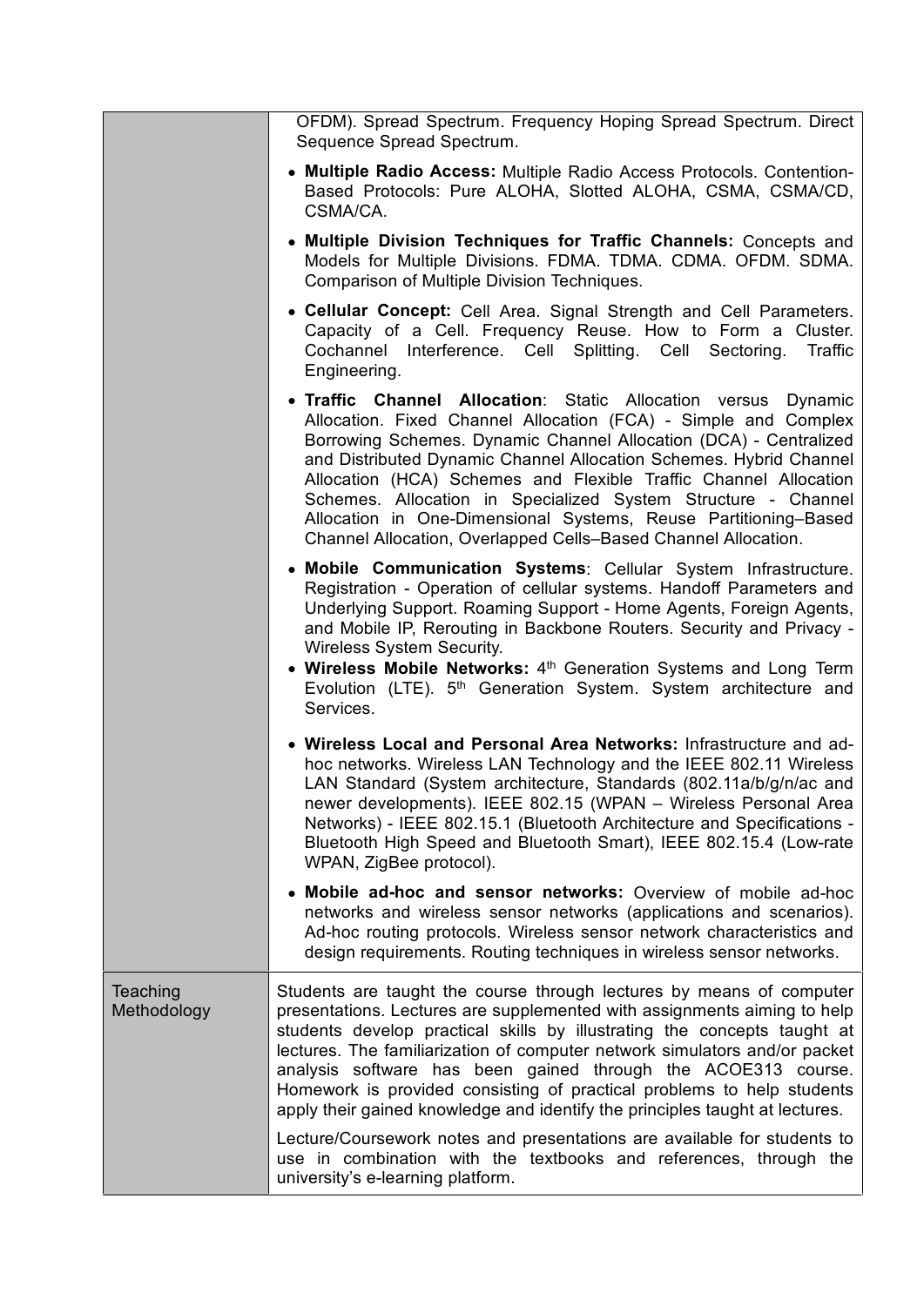| | |
|---|---|
| | OFDM). Spread Spectrum. Frequency Hoping Spread Spectrum. Direct Sequence Spread Spectrum.<br><br>• **Multiple Radio Access:** Multiple Radio Access Protocols. Contention-Based Protocols: Pure ALOHA, Slotted ALOHA, CSMA, CSMA/CD, CSMA/CA.<br><br>• **Multiple Division Techniques for Traffic Channels:** Concepts and Models for Multiple Divisions. FDMA. TDMA. CDMA. OFDM. SDMA. Comparison of Multiple Division Techniques.<br><br>• **Cellular Concept:** Cell Area. Signal Strength and Cell Parameters. Capacity of a Cell. Frequency Reuse. How to Form a Cluster. Cochannel Interference. Cell Splitting. Cell Sectoring. Traffic Engineering.<br><br>• **Traffic Channel Allocation**: Static Allocation versus Dynamic Allocation. Fixed Channel Allocation (FCA) - Simple and Complex Borrowing Schemes. Dynamic Channel Allocation (DCA) - Centralized and Distributed Dynamic Channel Allocation Schemes. Hybrid Channel Allocation (HCA) Schemes and Flexible Traffic Channel Allocation Schemes. Allocation in Specialized System Structure - Channel Allocation in One-Dimensional Systems, Reuse Partitioning–Based Channel Allocation, Overlapped Cells–Based Channel Allocation.<br><br>• **Mobile Communication Systems**: Cellular System Infrastructure. Registration - Operation of cellular systems. Handoff Parameters and Underlying Support. Roaming Support - Home Agents, Foreign Agents, and Mobile IP, Rerouting in Backbone Routers. Security and Privacy - Wireless System Security.<br>• **Wireless Mobile Networks:** 4th Generation Systems and Long Term Evolution (LTE). 5th Generation System. System architecture and Services.<br><br>• **Wireless Local and Personal Area Networks:** Infrastructure and ad-hoc networks. Wireless LAN Technology and the IEEE 802.11 Wireless LAN Standard (System architecture, Standards (802.11a/b/g/n/ac and newer developments). IEEE 802.15 (WPAN – Wireless Personal Area Networks) - IEEE 802.15.1 (Bluetooth Architecture and Specifications - Bluetooth High Speed and Bluetooth Smart), IEEE 802.15.4 (Low-rate WPAN, ZigBee protocol).<br><br>• **Mobile ad-hoc and sensor networks:** Overview of mobile ad-hoc networks and wireless sensor networks (applications and scenarios). Ad-hoc routing protocols. Wireless sensor network characteristics and design requirements. Routing techniques in wireless sensor networks. |
| Teaching Methodology | Students are taught the course through lectures by means of computer presentations. Lectures are supplemented with assignments aiming to help students develop practical skills by illustrating the concepts taught at lectures. The familiarization of computer network simulators and/or packet analysis software has been gained through the ACOE313 course. Homework is provided consisting of practical problems to help students apply their gained knowledge and identify the principles taught at lectures.<br><br>Lecture/Coursework notes and presentations are available for students to use in combination with the textbooks and references, through the university's e-learning platform. |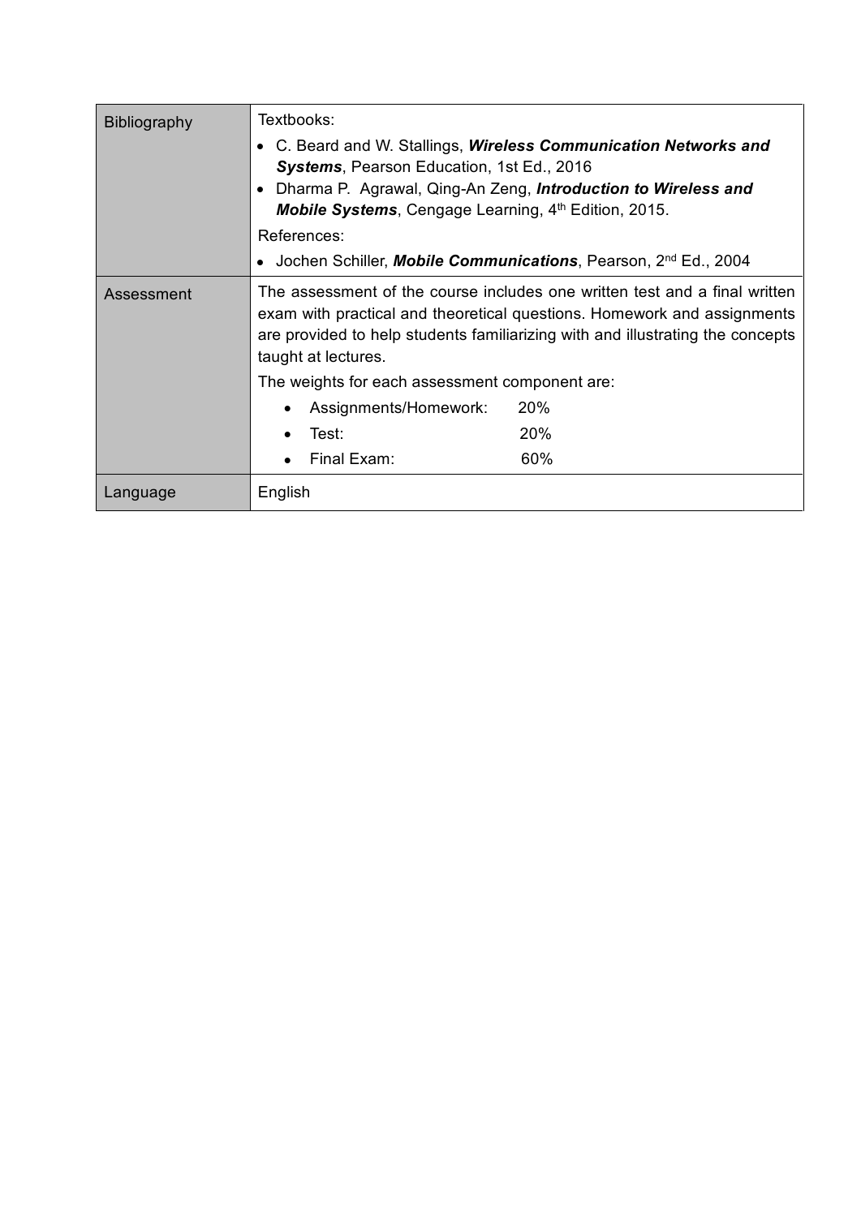| | |
|---|---|
| Bibliography | Textbooks:<br>• C. Beard and W. Stallings, ***Wireless Communication Networks and Systems***, Pearson Education, 1st Ed., 2016<br>• Dharma P. Agrawal, Qing-An Zeng, ***Introduction to Wireless and Mobile Systems***, Cengage Learning, 4th Edition, 2015.<br>References:<br>• Jochen Schiller, ***Mobile Communications***, Pearson, 2nd Ed., 2004 |
| Assessment | The assessment of the course includes one written test and a final written exam with practical and theoretical questions. Homework and assignments are provided to help students familiarizing with and illustrating the concepts taught at lectures.<br>The weights for each assessment component are:<br>• Assignments/Homework: 20%<br>• Test: 20%<br>• Final Exam: 60% |
| Language | English |